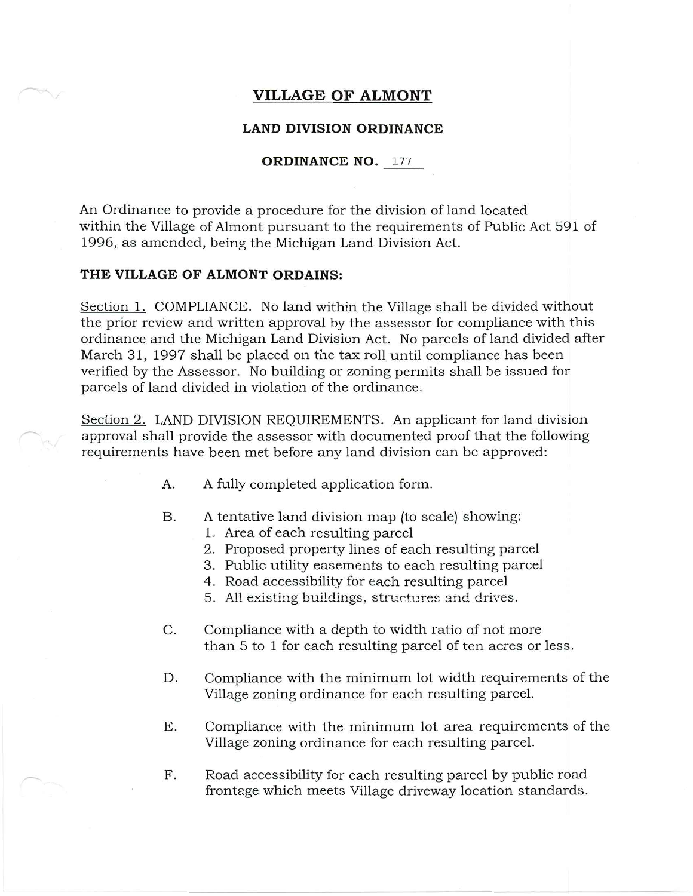# VILLAGE OF ALMONT

## LAND DIVISION ORDINANCE

## ORDINANCE NO. 177

An Ordinance to provide a procedure for the division of land located within the Village of Almont pursuant to the requirements of Public Act 591 of 1996, as amended, being the Michigan Land Division Act.

**THE VILLAGE OF ALMONT ORDAINS:**

Section 1. COMPLIANCE. No land within the Village shall be divided without the prior review and written approval by the assessor for compliance with this ordinance and the Michigan Land Division Act. No parcels of land divided after March 31, 1997 shall be placed on the tax roll until compliance has been verified by the Assessor. No building or zoning permits shall be issued for parcels of land divided in violation of the ordinance.

Section 2. LAND DIVISION REQUIREMENTS. An applicant for land division approval shall provide the assessor with documented proof that the following requirements have been met before any land division can be approved:

A. A fully completed application form.

B. A tentative land division map (to scale) showing:
   1. Area of each resulting parcel
   2. Proposed property lines of each resulting parcel
   3. Public utility easements to each resulting parcel
   4. Road accessibility for each resulting parcel
   5. All existing buildings, structures and drives.

C. Compliance with a depth to width ratio of not more than 5 to 1 for each resulting parcel of ten acres or less.

D. Compliance with the minimum lot width requirements of the Village zoning ordinance for each resulting parcel.

E. Compliance with the minimum lot area requirements of the Village zoning ordinance for each resulting parcel.

F. Road accessibility for each resulting parcel by public road frontage which meets Village driveway location standards.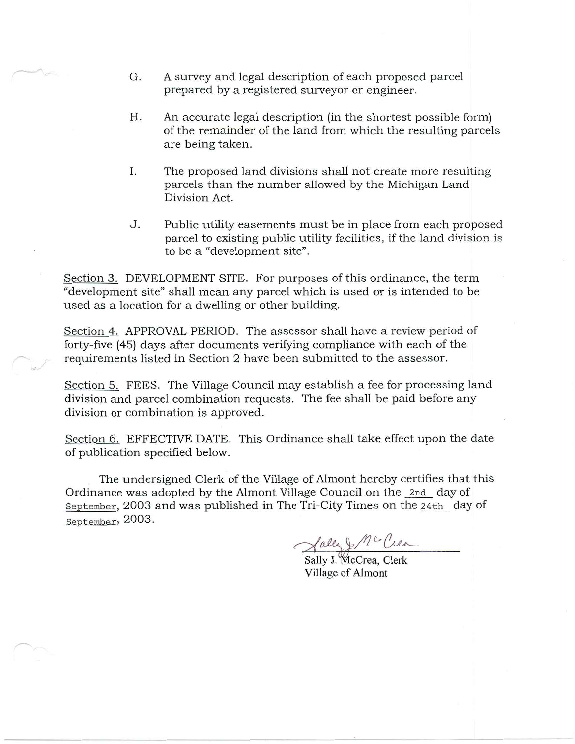G. A survey and legal description of each proposed parcel prepared by a registered surveyor or engineer.

H. An accurate legal description (in the shortest possible form) of the remainder of the land from which the resulting parcels are being taken.

I. The proposed land divisions shall not create more resulting parcels than the number allowed by the Michigan Land Division Act.

J. Public utility easements must be in place from each proposed parcel to existing public utility facilities, if the land division is to be a "development site".

Section 3. DEVELOPMENT SITE. For purposes of this ordinance, the term "development site" shall mean any parcel which is used or is intended to be used as a location for a dwelling or other building.

Section 4. APPROVAL PERIOD. The assessor shall have a review period of forty-five (45) days after documents verifying compliance with each of the requirements listed in Section 2 have been submitted to the assessor.

Section 5. FEES. The Village Council may establish a fee for processing land division and parcel combination requests. The fee shall be paid before any division or combination is approved.

Section 6. EFFECTIVE DATE. This Ordinance shall take effect upon the date of publication specified below.

The undersigned Clerk of the Village of Almont hereby certifies that this Ordinance was adopted by the Almont Village Council on the 2nd day of September, 2003 and was published in The Tri-City Times on the 24th day of September, 2003.

Sally J. McCrea, Clerk
Village of Almont